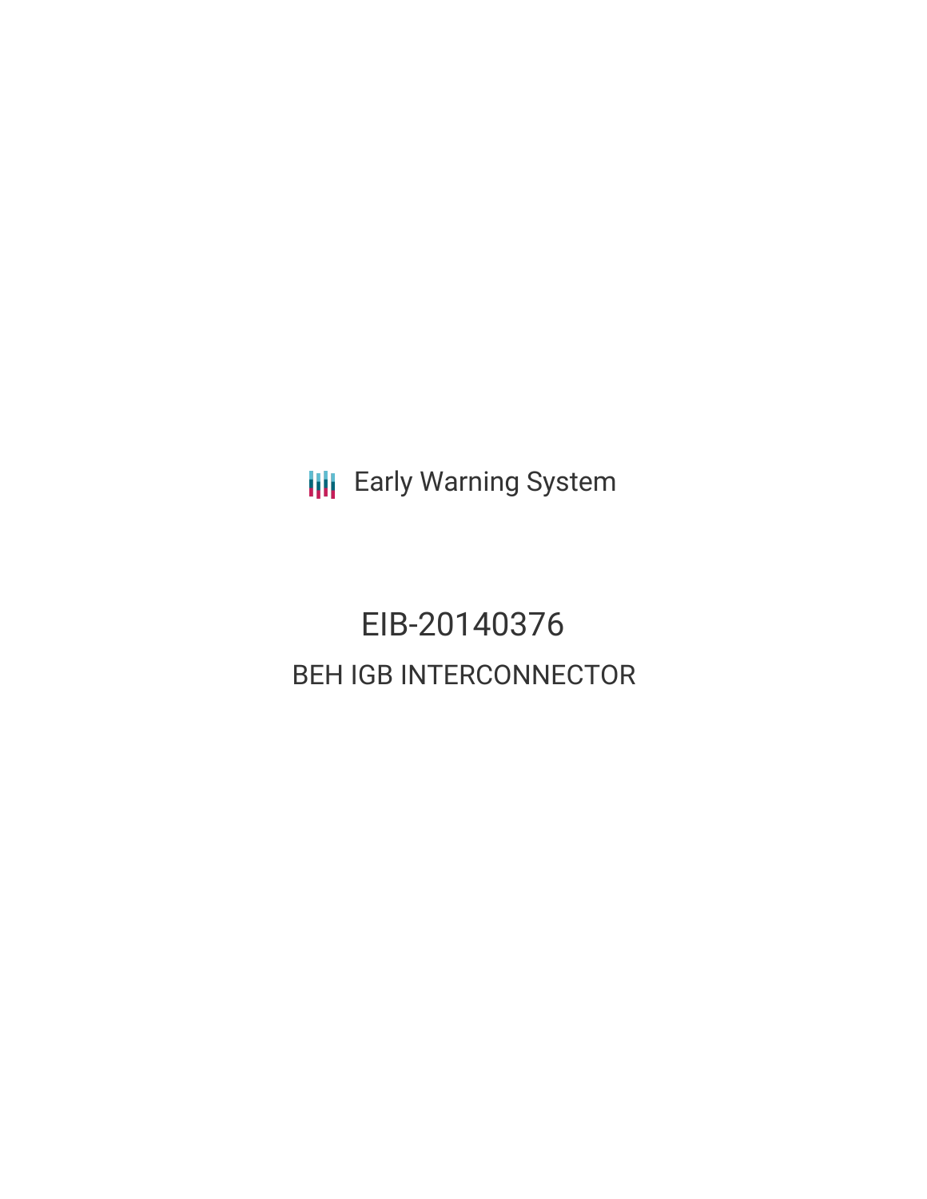Early Warning System

# EIB-20140376

## BEH IGB INTERCONNECTOR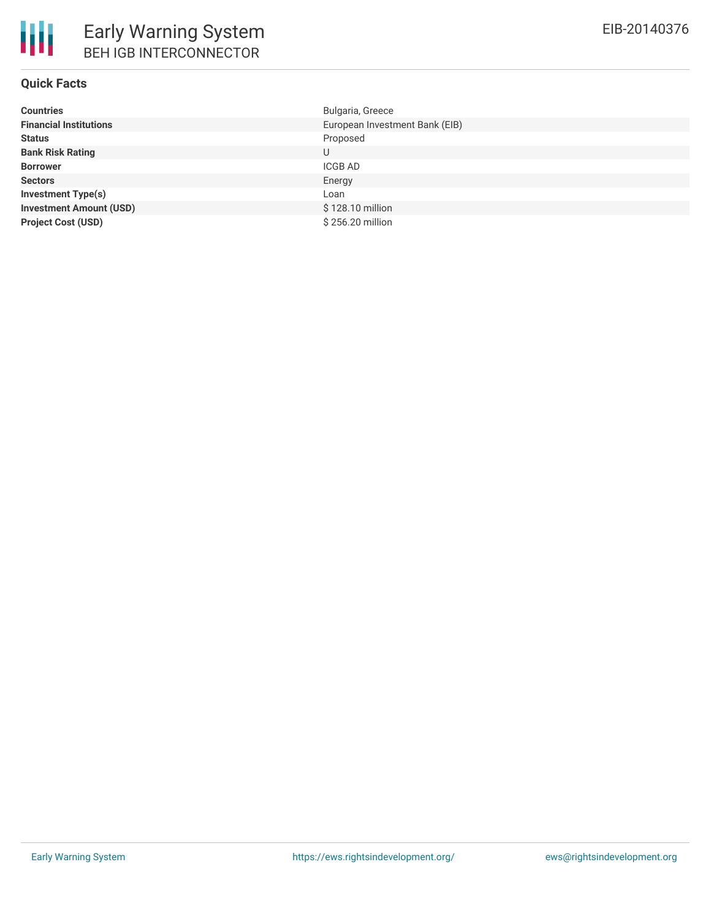## Quick Facts

| | |
|---|---|
| **Countries** | Bulgaria, Greece |
| **Financial Institutions** | European Investment Bank (EIB) |
| **Status** | Proposed |
| **Bank Risk Rating** | U |
| **Borrower** | ICGB AD |
| **Sectors** | Energy |
| **Investment Type(s)** | Loan |
| **Investment Amount (USD)** | $ 128.10 million |
| **Project Cost (USD)** | $ 256.20 million |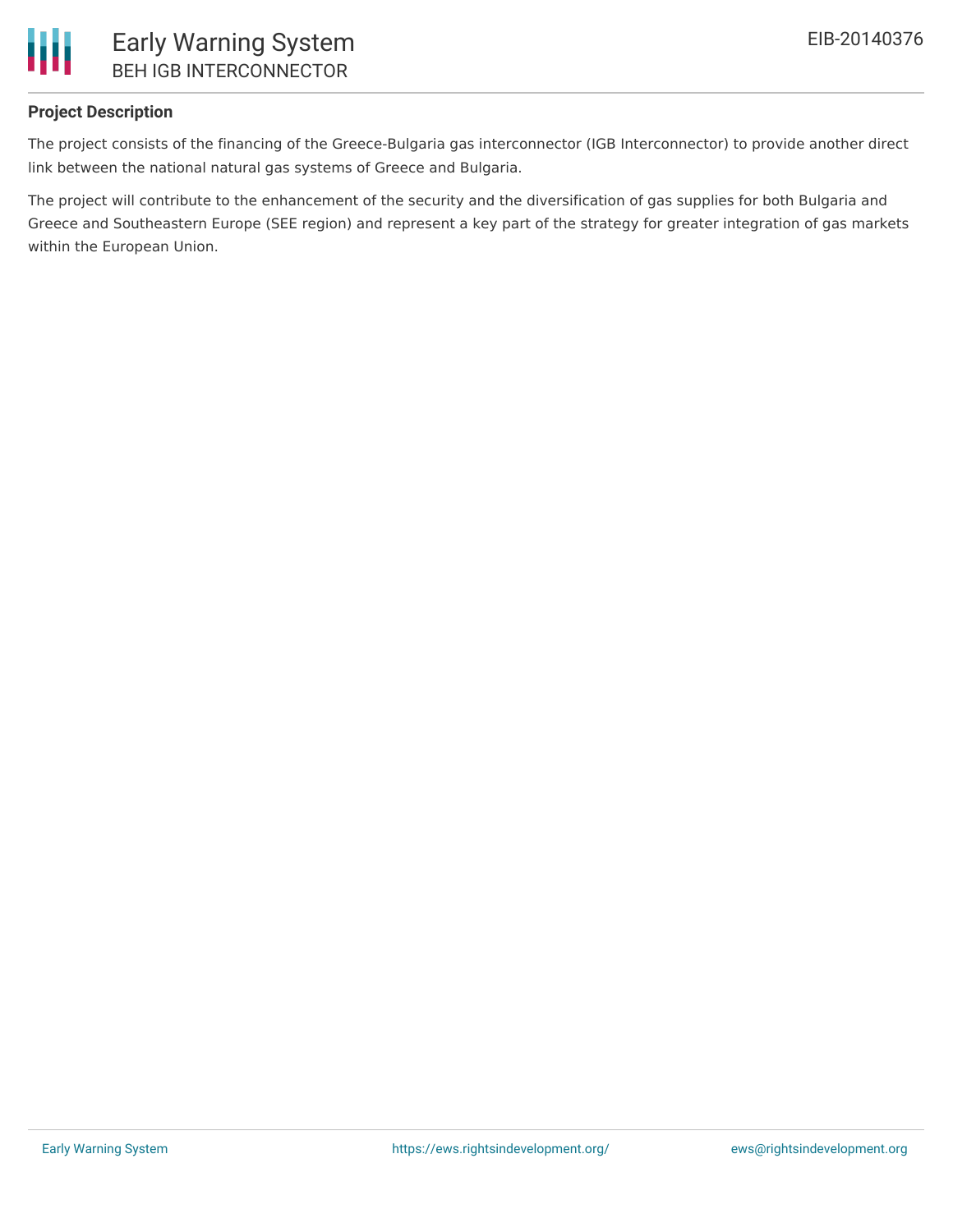**Project Description**

The project consists of the financing of the Greece-Bulgaria gas interconnector (IGB Interconnector) to provide another direct link between the national natural gas systems of Greece and Bulgaria.

The project will contribute to the enhancement of the security and the diversification of gas supplies for both Bulgaria and Greece and Southeastern Europe (SEE region) and represent a key part of the strategy for greater integration of gas markets within the European Union.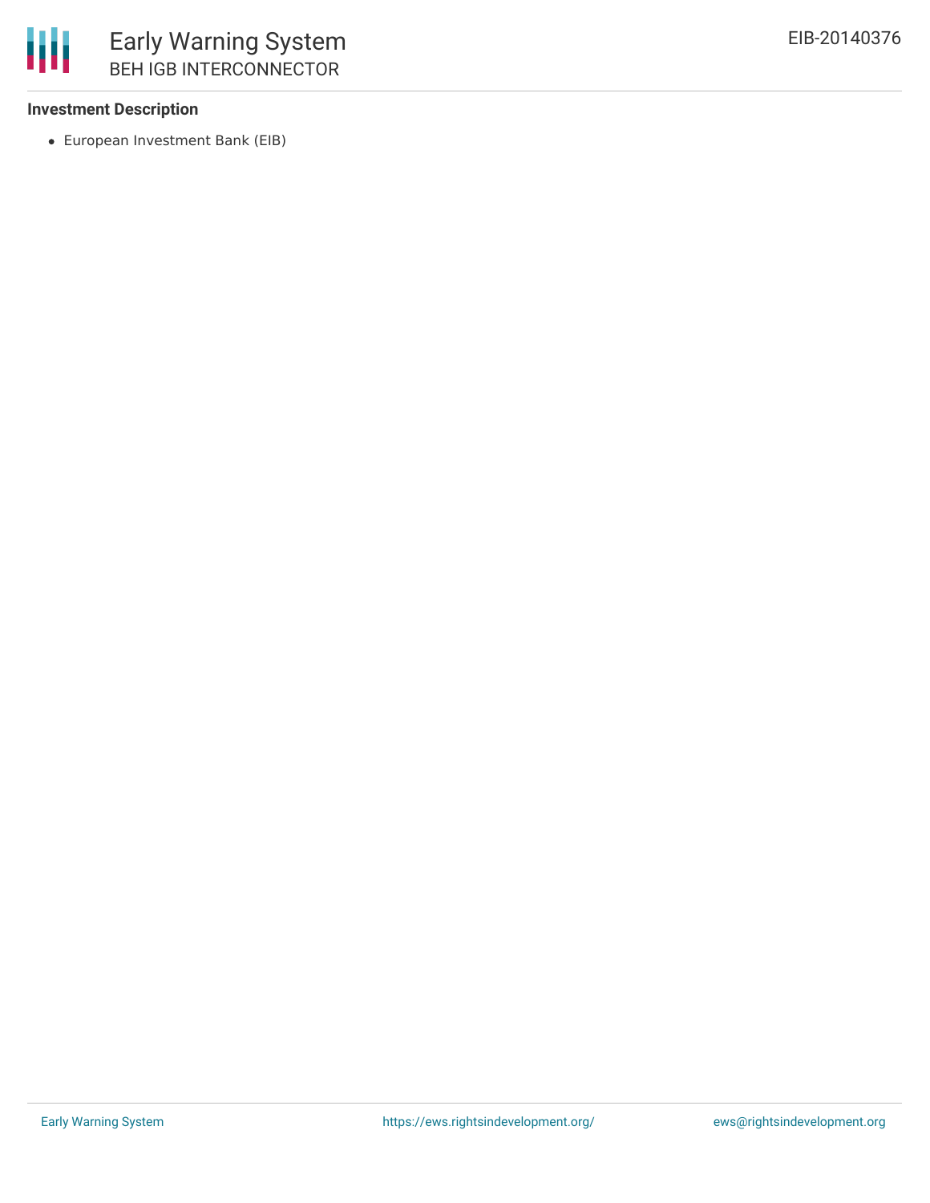### Investment Description

- European Investment Bank (EIB)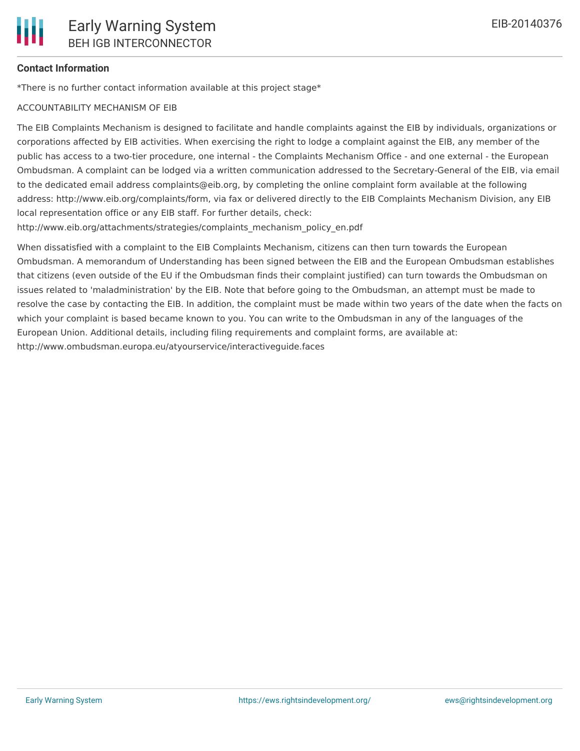**Contact Information**

*There is no further contact information available at this project stage*

ACCOUNTABILITY MECHANISM OF EIB

The EIB Complaints Mechanism is designed to facilitate and handle complaints against the EIB by individuals, organizations or corporations affected by EIB activities. When exercising the right to lodge a complaint against the EIB, any member of the public has access to a two-tier procedure, one internal - the Complaints Mechanism Office - and one external - the European Ombudsman. A complaint can be lodged via a written communication addressed to the Secretary-General of the EIB, via email to the dedicated email address complaints@eib.org, by completing the online complaint form available at the following address: http://www.eib.org/complaints/form, via fax or delivered directly to the EIB Complaints Mechanism Division, any EIB local representation office or any EIB staff. For further details, check: http://www.eib.org/attachments/strategies/complaints_mechanism_policy_en.pdf

When dissatisfied with a complaint to the EIB Complaints Mechanism, citizens can then turn towards the European Ombudsman. A memorandum of Understanding has been signed between the EIB and the European Ombudsman establishes that citizens (even outside of the EU if the Ombudsman finds their complaint justified) can turn towards the Ombudsman on issues related to 'maladministration' by the EIB. Note that before going to the Ombudsman, an attempt must be made to resolve the case by contacting the EIB. In addition, the complaint must be made within two years of the date when the facts on which your complaint is based became known to you. You can write to the Ombudsman in any of the languages of the European Union. Additional details, including filing requirements and complaint forms, are available at: http://www.ombudsman.europa.eu/atyourservice/interactiveguide.faces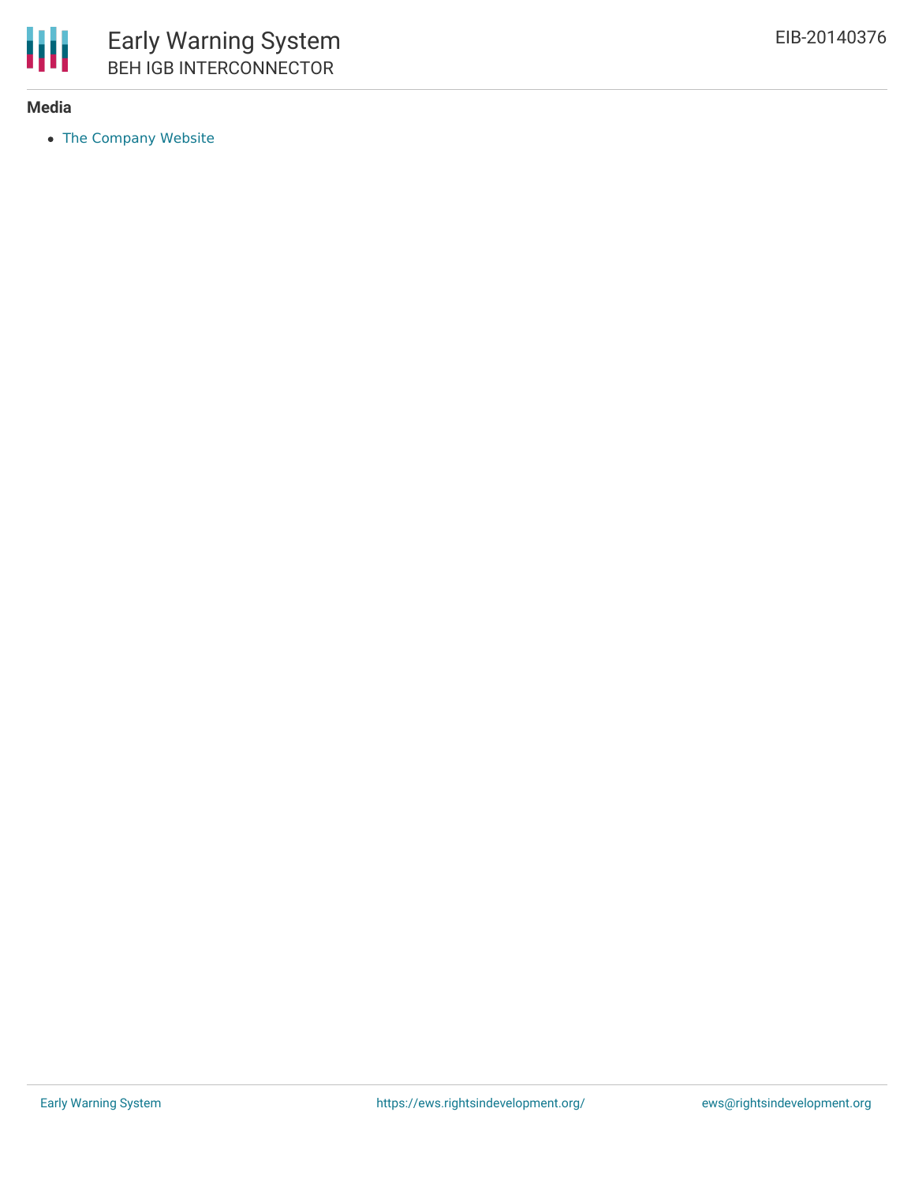**Media**

- The Company Website